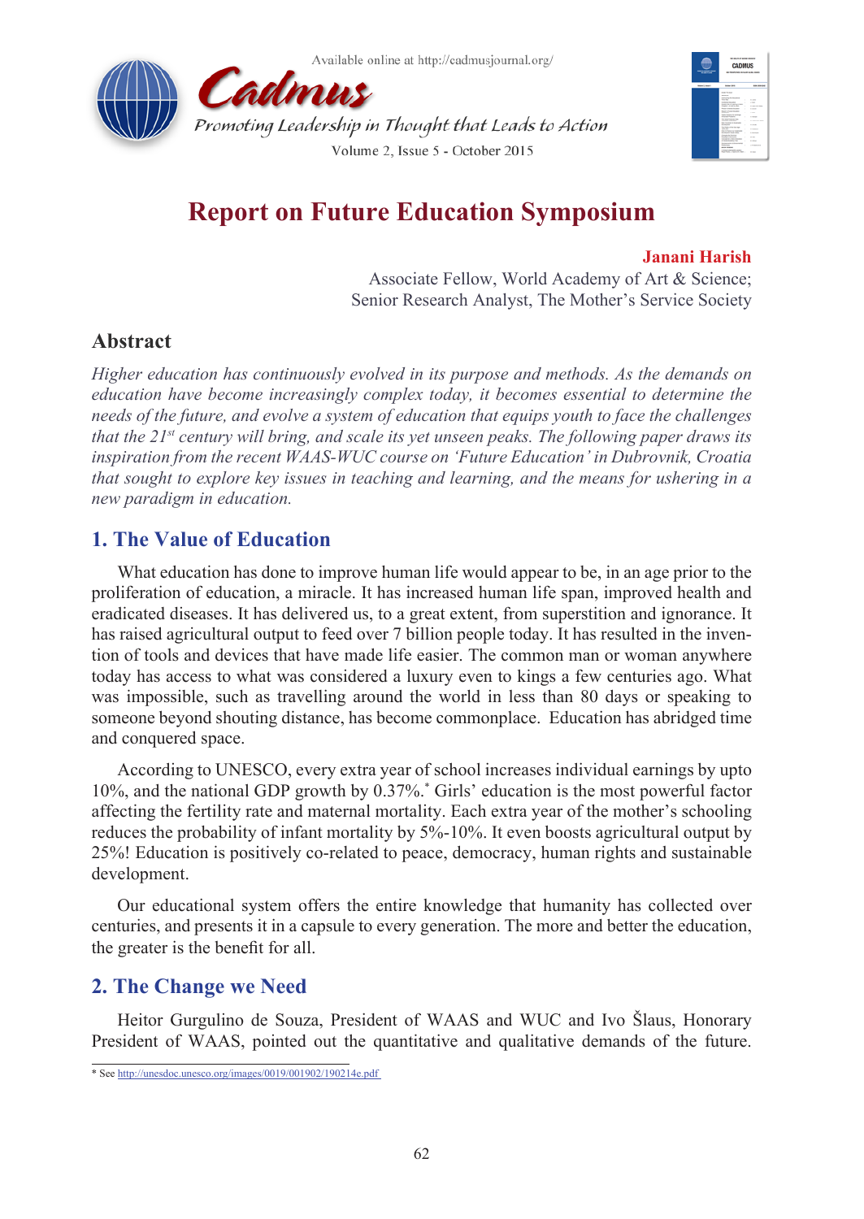# Report on Future Education Symposium

**Janani Harish**

Associate Fellow, World Academy of Art & Science;
Senior Research Analyst, The Mother's Service Society

## Abstract

*Higher education has continuously evolved in its purpose and methods. As the demands on education have become increasingly complex today, it becomes essential to determine the needs of the future, and evolve a system of education that equips youth to face the challenges that the 21st century will bring, and scale its yet unseen peaks. The following paper draws its inspiration from the recent WAAS-WUC course on 'Future Education' in Dubrovnik, Croatia that sought to explore key issues in teaching and learning, and the means for ushering in a new paradigm in education.*

## 1. The Value of Education

What education has done to improve human life would appear to be, in an age prior to the proliferation of education, a miracle. It has increased human life span, improved health and eradicated diseases. It has delivered us, to a great extent, from superstition and ignorance. It has raised agricultural output to feed over 7 billion people today. It has resulted in the invention of tools and devices that have made life easier. The common man or woman anywhere today has access to what was considered a luxury even to kings a few centuries ago. What was impossible, such as travelling around the world in less than 80 days or speaking to someone beyond shouting distance, has become commonplace. Education has abridged time and conquered space.

According to UNESCO, every extra year of school increases individual earnings by upto 10%, and the national GDP growth by 0.37%.* Girls' education is the most powerful factor affecting the fertility rate and maternal mortality. Each extra year of the mother's schooling reduces the probability of infant mortality by 5%-10%. It even boosts agricultural output by 25%! Education is positively co-related to peace, democracy, human rights and sustainable development.

Our educational system offers the entire knowledge that humanity has collected over centuries, and presents it in a capsule to every generation. The more and better the education, the greater is the benefit for all.

## 2. The Change we Need

Heitor Gurgulino de Souza, President of WAAS and WUC and Ivo Šlaus, Honorary President of WAAS, pointed out the quantitative and qualitative demands of the future.

* See http://unesdoc.unesco.org/images/0019/001902/190214e.pdf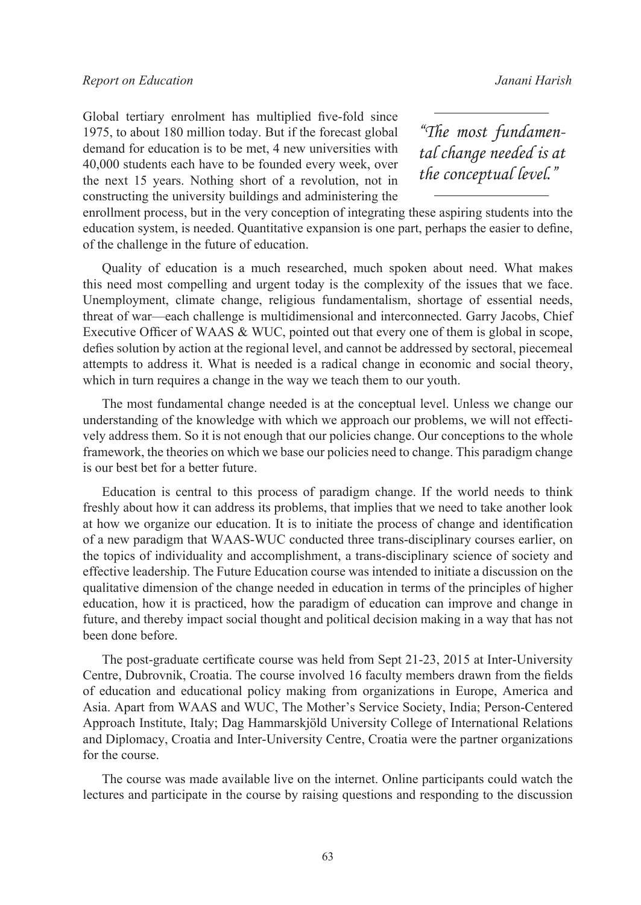Global tertiary enrolment has multiplied five-fold since 1975, to about 180 million today. But if the forecast global demand for education is to be met, 4 new universities with 40,000 students each have to be founded every week, over the next 15 years. Nothing short of a revolution, not in constructing the university buildings and administering the enrollment process, but in the very conception of integrating these aspiring students into the education system, is needed. Quantitative expansion is one part, perhaps the easier to define, of the challenge in the future of education.

> *"The most fundamental change needed is at the conceptual level."*

Quality of education is a much researched, much spoken about need. What makes this need most compelling and urgent today is the complexity of the issues that we face. Unemployment, climate change, religious fundamentalism, shortage of essential needs, threat of war—each challenge is multidimensional and interconnected. Garry Jacobs, Chief Executive Officer of WAAS & WUC, pointed out that every one of them is global in scope, defies solution by action at the regional level, and cannot be addressed by sectoral, piecemeal attempts to address it. What is needed is a radical change in economic and social theory, which in turn requires a change in the way we teach them to our youth.

The most fundamental change needed is at the conceptual level. Unless we change our understanding of the knowledge with which we approach our problems, we will not effectively address them. So it is not enough that our policies change. Our conceptions to the whole framework, the theories on which we base our policies need to change. This paradigm change is our best bet for a better future.

Education is central to this process of paradigm change. If the world needs to think freshly about how it can address its problems, that implies that we need to take another look at how we organize our education. It is to initiate the process of change and identification of a new paradigm that WAAS-WUC conducted three trans-disciplinary courses earlier, on the topics of individuality and accomplishment, a trans-disciplinary science of society and effective leadership. The Future Education course was intended to initiate a discussion on the qualitative dimension of the change needed in education in terms of the principles of higher education, how it is practiced, how the paradigm of education can improve and change in future, and thereby impact social thought and political decision making in a way that has not been done before.

The post-graduate certificate course was held from Sept 21-23, 2015 at Inter-University Centre, Dubrovnik, Croatia. The course involved 16 faculty members drawn from the fields of education and educational policy making from organizations in Europe, America and Asia. Apart from WAAS and WUC, The Mother's Service Society, India; Person-Centered Approach Institute, Italy; Dag Hammarskjöld University College of International Relations and Diplomacy, Croatia and Inter-University Centre, Croatia were the partner organizations for the course.

The course was made available live on the internet. Online participants could watch the lectures and participate in the course by raising questions and responding to the discussion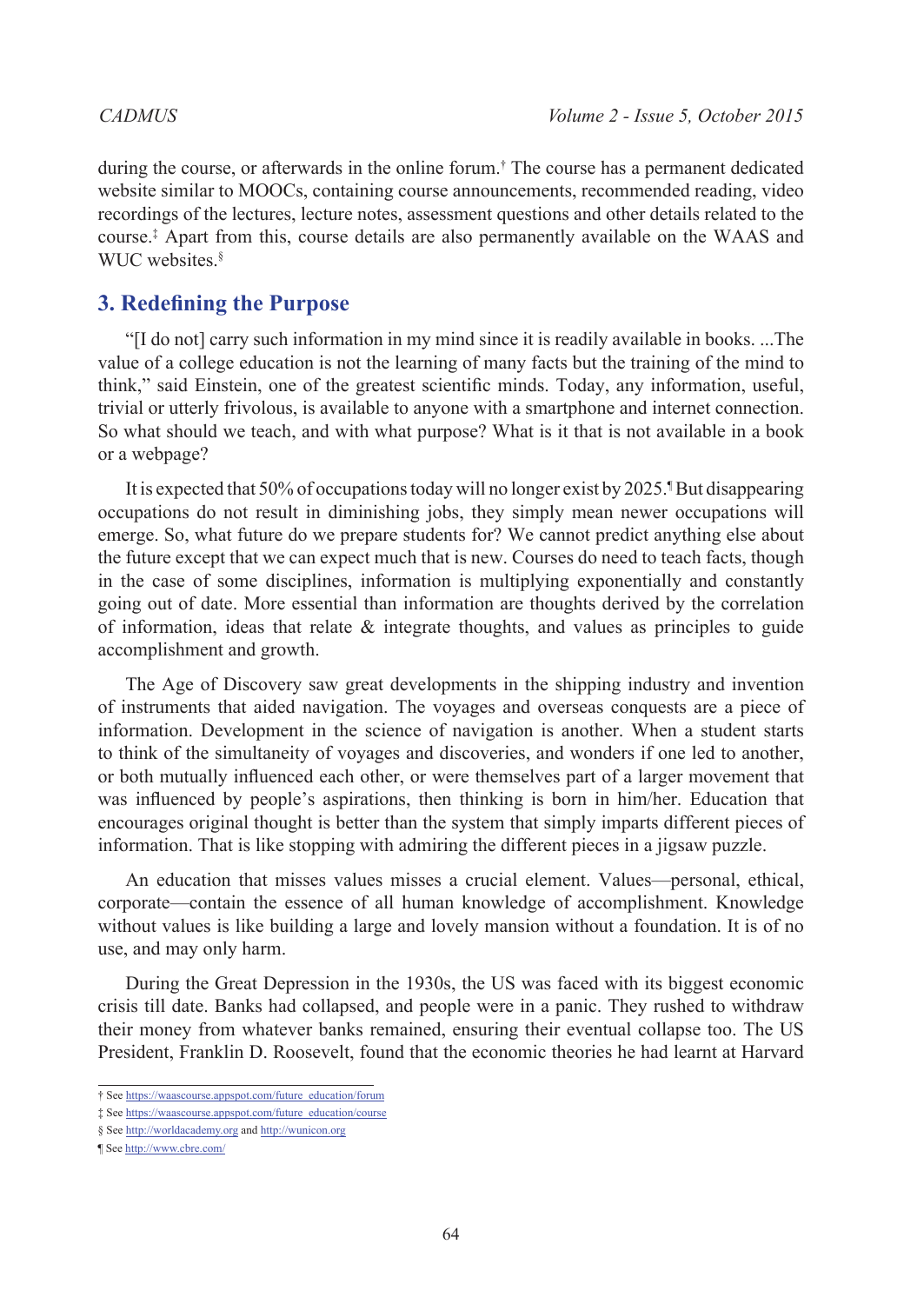during the course, or afterwards in the online forum.[†] The course has a permanent dedicated website similar to MOOCs, containing course announcements, recommended reading, video recordings of the lectures, lecture notes, assessment questions and other details related to the course.[‡] Apart from this, course details are also permanently available on the WAAS and WUC websites.[§]

## 3. Redefining the Purpose

"[I do not] carry such information in my mind since it is readily available in books. ...The value of a college education is not the learning of many facts but the training of the mind to think," said Einstein, one of the greatest scientific minds. Today, any information, useful, trivial or utterly frivolous, is available to anyone with a smartphone and internet connection. So what should we teach, and with what purpose? What is it that is not available in a book or a webpage?

It is expected that 50% of occupations today will no longer exist by 2025.[¶] But disappearing occupations do not result in diminishing jobs, they simply mean newer occupations will emerge. So, what future do we prepare students for? We cannot predict anything else about the future except that we can expect much that is new. Courses do need to teach facts, though in the case of some disciplines, information is multiplying exponentially and constantly going out of date. More essential than information are thoughts derived by the correlation of information, ideas that relate & integrate thoughts, and values as principles to guide accomplishment and growth.

The Age of Discovery saw great developments in the shipping industry and invention of instruments that aided navigation. The voyages and overseas conquests are a piece of information. Development in the science of navigation is another. When a student starts to think of the simultaneity of voyages and discoveries, and wonders if one led to another, or both mutually influenced each other, or were themselves part of a larger movement that was influenced by people's aspirations, then thinking is born in him/her. Education that encourages original thought is better than the system that simply imparts different pieces of information. That is like stopping with admiring the different pieces in a jigsaw puzzle.

An education that misses values misses a crucial element. Values—personal, ethical, corporate—contain the essence of all human knowledge of accomplishment. Knowledge without values is like building a large and lovely mansion without a foundation. It is of no use, and may only harm.

During the Great Depression in the 1930s, the US was faced with its biggest economic crisis till date. Banks had collapsed, and people were in a panic. They rushed to withdraw their money from whatever banks remained, ensuring their eventual collapse too. The US President, Franklin D. Roosevelt, found that the economic theories he had learnt at Harvard

---

† See https://waascourse.appspot.com/future_education/forum

‡ See https://waascourse.appspot.com/future_education/course

§ See http://worldacademy.org and http://wunicon.org

¶ See http://www.cbre.com/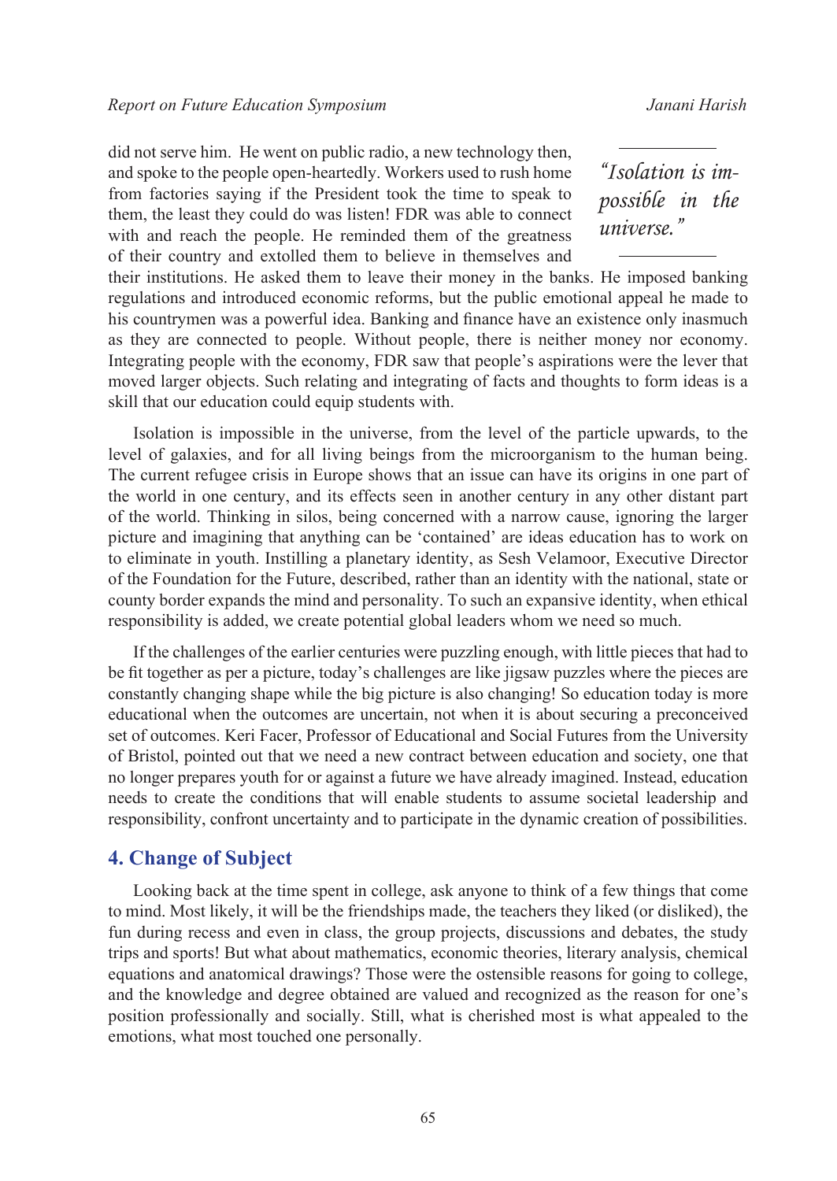did not serve him. He went on public radio, a new technology then, and spoke to the people open-heartedly. Workers used to rush home from factories saying if the President took the time to speak to them, the least they could do was listen! FDR was able to connect with and reach the people. He reminded them of the greatness of their country and extolled them to believe in themselves and their institutions. He asked them to leave their money in the banks. He imposed banking regulations and introduced economic reforms, but the public emotional appeal he made to his countrymen was a powerful idea. Banking and finance have an existence only inasmuch as they are connected to people. Without people, there is neither money nor economy. Integrating people with the economy, FDR saw that people's aspirations were the lever that moved larger objects. Such relating and integrating of facts and thoughts to form ideas is a skill that our education could equip students with.

> *"Isolation is impossible in the universe."*

Isolation is impossible in the universe, from the level of the particle upwards, to the level of galaxies, and for all living beings from the microorganism to the human being. The current refugee crisis in Europe shows that an issue can have its origins in one part of the world in one century, and its effects seen in another century in any other distant part of the world. Thinking in silos, being concerned with a narrow cause, ignoring the larger picture and imagining that anything can be 'contained' are ideas education has to work on to eliminate in youth. Instilling a planetary identity, as Sesh Velamoor, Executive Director of the Foundation for the Future, described, rather than an identity with the national, state or county border expands the mind and personality. To such an expansive identity, when ethical responsibility is added, we create potential global leaders whom we need so much.

If the challenges of the earlier centuries were puzzling enough, with little pieces that had to be fit together as per a picture, today's challenges are like jigsaw puzzles where the pieces are constantly changing shape while the big picture is also changing! So education today is more educational when the outcomes are uncertain, not when it is about securing a preconceived set of outcomes. Keri Facer, Professor of Educational and Social Futures from the University of Bristol, pointed out that we need a new contract between education and society, one that no longer prepares youth for or against a future we have already imagined. Instead, education needs to create the conditions that will enable students to assume societal leadership and responsibility, confront uncertainty and to participate in the dynamic creation of possibilities.

## 4. Change of Subject

Looking back at the time spent in college, ask anyone to think of a few things that come to mind. Most likely, it will be the friendships made, the teachers they liked (or disliked), the fun during recess and even in class, the group projects, discussions and debates, the study trips and sports! But what about mathematics, economic theories, literary analysis, chemical equations and anatomical drawings? Those were the ostensible reasons for going to college, and the knowledge and degree obtained are valued and recognized as the reason for one's position professionally and socially. Still, what is cherished most is what appealed to the emotions, what most touched one personally.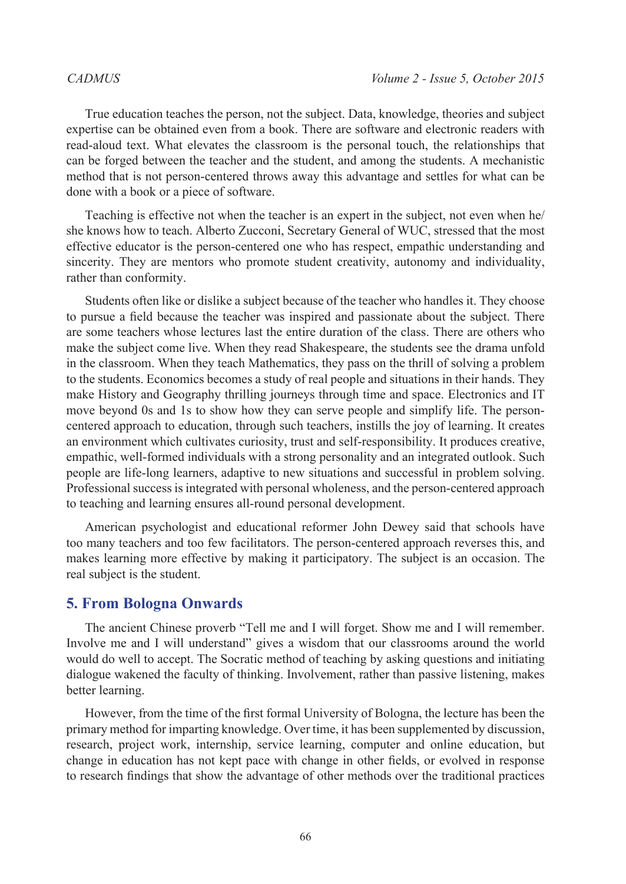True education teaches the person, not the subject. Data, knowledge, theories and subject expertise can be obtained even from a book. There are software and electronic readers with read-aloud text. What elevates the classroom is the personal touch, the relationships that can be forged between the teacher and the student, and among the students. A mechanistic method that is not person-centered throws away this advantage and settles for what can be done with a book or a piece of software.

Teaching is effective not when the teacher is an expert in the subject, not even when he/she knows how to teach. Alberto Zucconi, Secretary General of WUC, stressed that the most effective educator is the person-centered one who has respect, empathic understanding and sincerity. They are mentors who promote student creativity, autonomy and individuality, rather than conformity.

Students often like or dislike a subject because of the teacher who handles it. They choose to pursue a field because the teacher was inspired and passionate about the subject. There are some teachers whose lectures last the entire duration of the class. There are others who make the subject come live. When they read Shakespeare, the students see the drama unfold in the classroom. When they teach Mathematics, they pass on the thrill of solving a problem to the students. Economics becomes a study of real people and situations in their hands. They make History and Geography thrilling journeys through time and space. Electronics and IT move beyond 0s and 1s to show how they can serve people and simplify life. The person-centered approach to education, through such teachers, instills the joy of learning. It creates an environment which cultivates curiosity, trust and self-responsibility. It produces creative, empathic, well-formed individuals with a strong personality and an integrated outlook. Such people are life-long learners, adaptive to new situations and successful in problem solving. Professional success is integrated with personal wholeness, and the person-centered approach to teaching and learning ensures all-round personal development.

American psychologist and educational reformer John Dewey said that schools have too many teachers and too few facilitators. The person-centered approach reverses this, and makes learning more effective by making it participatory. The subject is an occasion. The real subject is the student.

## 5. From Bologna Onwards

The ancient Chinese proverb "Tell me and I will forget. Show me and I will remember. Involve me and I will understand" gives a wisdom that our classrooms around the world would do well to accept. The Socratic method of teaching by asking questions and initiating dialogue wakened the faculty of thinking. Involvement, rather than passive listening, makes better learning.

However, from the time of the first formal University of Bologna, the lecture has been the primary method for imparting knowledge. Over time, it has been supplemented by discussion, research, project work, internship, service learning, computer and online education, but change in education has not kept pace with change in other fields, or evolved in response to research findings that show the advantage of other methods over the traditional practices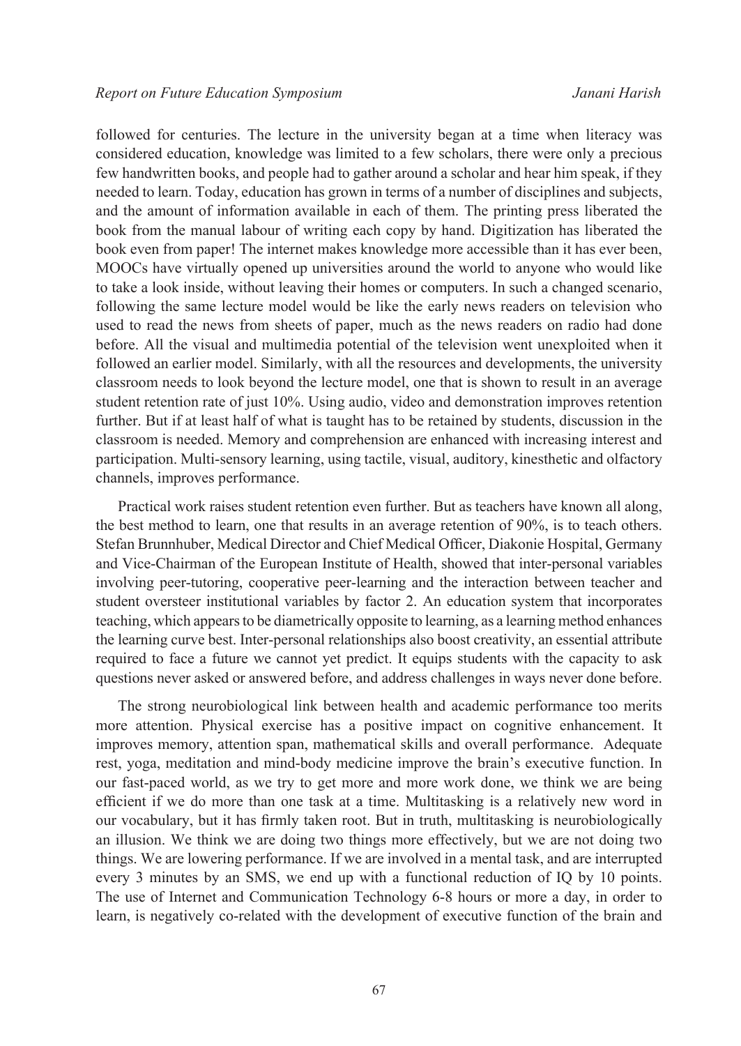followed for centuries. The lecture in the university began at a time when literacy was considered education, knowledge was limited to a few scholars, there were only a precious few handwritten books, and people had to gather around a scholar and hear him speak, if they needed to learn. Today, education has grown in terms of a number of disciplines and subjects, and the amount of information available in each of them. The printing press liberated the book from the manual labour of writing each copy by hand. Digitization has liberated the book even from paper! The internet makes knowledge more accessible than it has ever been, MOOCs have virtually opened up universities around the world to anyone who would like to take a look inside, without leaving their homes or computers. In such a changed scenario, following the same lecture model would be like the early news readers on television who used to read the news from sheets of paper, much as the news readers on radio had done before. All the visual and multimedia potential of the television went unexploited when it followed an earlier model. Similarly, with all the resources and developments, the university classroom needs to look beyond the lecture model, one that is shown to result in an average student retention rate of just 10%. Using audio, video and demonstration improves retention further. But if at least half of what is taught has to be retained by students, discussion in the classroom is needed. Memory and comprehension are enhanced with increasing interest and participation. Multi-sensory learning, using tactile, visual, auditory, kinesthetic and olfactory channels, improves performance.

Practical work raises student retention even further. But as teachers have known all along, the best method to learn, one that results in an average retention of 90%, is to teach others. Stefan Brunnhuber, Medical Director and Chief Medical Officer, Diakonie Hospital, Germany and Vice-Chairman of the European Institute of Health, showed that inter-personal variables involving peer-tutoring, cooperative peer-learning and the interaction between teacher and student oversteer institutional variables by factor 2. An education system that incorporates teaching, which appears to be diametrically opposite to learning, as a learning method enhances the learning curve best. Inter-personal relationships also boost creativity, an essential attribute required to face a future we cannot yet predict. It equips students with the capacity to ask questions never asked or answered before, and address challenges in ways never done before.

The strong neurobiological link between health and academic performance too merits more attention. Physical exercise has a positive impact on cognitive enhancement. It improves memory, attention span, mathematical skills and overall performance. Adequate rest, yoga, meditation and mind-body medicine improve the brain's executive function. In our fast-paced world, as we try to get more and more work done, we think we are being efficient if we do more than one task at a time. Multitasking is a relatively new word in our vocabulary, but it has firmly taken root. But in truth, multitasking is neurobiologically an illusion. We think we are doing two things more effectively, but we are not doing two things. We are lowering performance. If we are involved in a mental task, and are interrupted every 3 minutes by an SMS, we end up with a functional reduction of IQ by 10 points. The use of Internet and Communication Technology 6-8 hours or more a day, in order to learn, is negatively co-related with the development of executive function of the brain and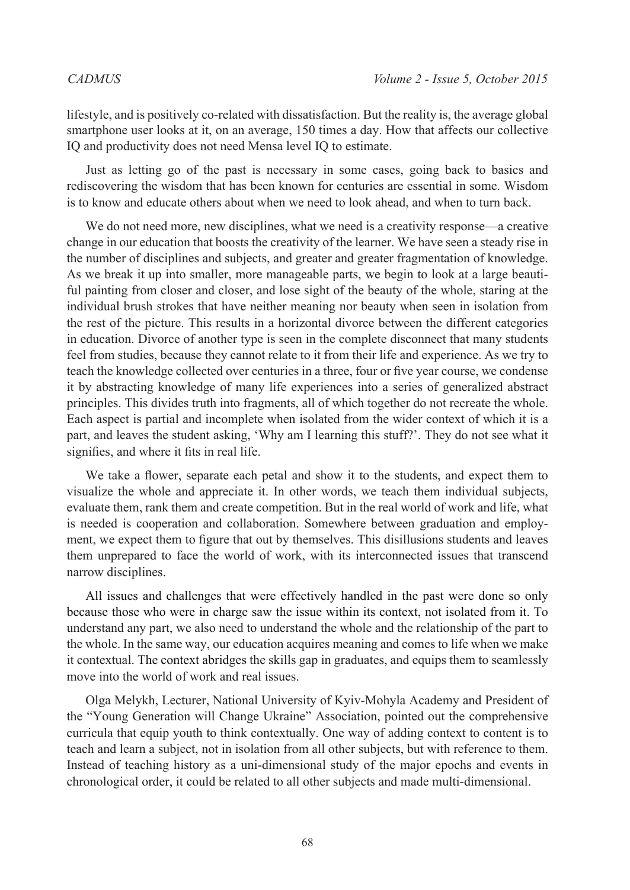lifestyle, and is positively co-related with dissatisfaction. But the reality is, the average global smartphone user looks at it, on an average, 150 times a day. How that affects our collective IQ and productivity does not need Mensa level IQ to estimate.

Just as letting go of the past is necessary in some cases, going back to basics and rediscovering the wisdom that has been known for centuries are essential in some. Wisdom is to know and educate others about when we need to look ahead, and when to turn back.

We do not need more, new disciplines, what we need is a creativity response—a creative change in our education that boosts the creativity of the learner. We have seen a steady rise in the number of disciplines and subjects, and greater and greater fragmentation of knowledge. As we break it up into smaller, more manageable parts, we begin to look at a large beautiful painting from closer and closer, and lose sight of the beauty of the whole, staring at the individual brush strokes that have neither meaning nor beauty when seen in isolation from the rest of the picture. This results in a horizontal divorce between the different categories in education. Divorce of another type is seen in the complete disconnect that many students feel from studies, because they cannot relate to it from their life and experience. As we try to teach the knowledge collected over centuries in a three, four or five year course, we condense it by abstracting knowledge of many life experiences into a series of generalized abstract principles. This divides truth into fragments, all of which together do not recreate the whole. Each aspect is partial and incomplete when isolated from the wider context of which it is a part, and leaves the student asking, 'Why am I learning this stuff?'. They do not see what it signifies, and where it fits in real life.

We take a flower, separate each petal and show it to the students, and expect them to visualize the whole and appreciate it. In other words, we teach them individual subjects, evaluate them, rank them and create competition. But in the real world of work and life, what is needed is cooperation and collaboration. Somewhere between graduation and employment, we expect them to figure that out by themselves. This disillusions students and leaves them unprepared to face the world of work, with its interconnected issues that transcend narrow disciplines.

All issues and challenges that were effectively handled in the past were done so only because those who were in charge saw the issue within its context, not isolated from it. To understand any part, we also need to understand the whole and the relationship of the part to the whole. In the same way, our education acquires meaning and comes to life when we make it contextual. The context abridges the skills gap in graduates, and equips them to seamlessly move into the world of work and real issues.

Olga Melykh, Lecturer, National University of Kyiv-Mohyla Academy and President of the "Young Generation will Change Ukraine" Association, pointed out the comprehensive curricula that equip youth to think contextually. One way of adding context to content is to teach and learn a subject, not in isolation from all other subjects, but with reference to them. Instead of teaching history as a uni-dimensional study of the major epochs and events in chronological order, it could be related to all other subjects and made multi-dimensional.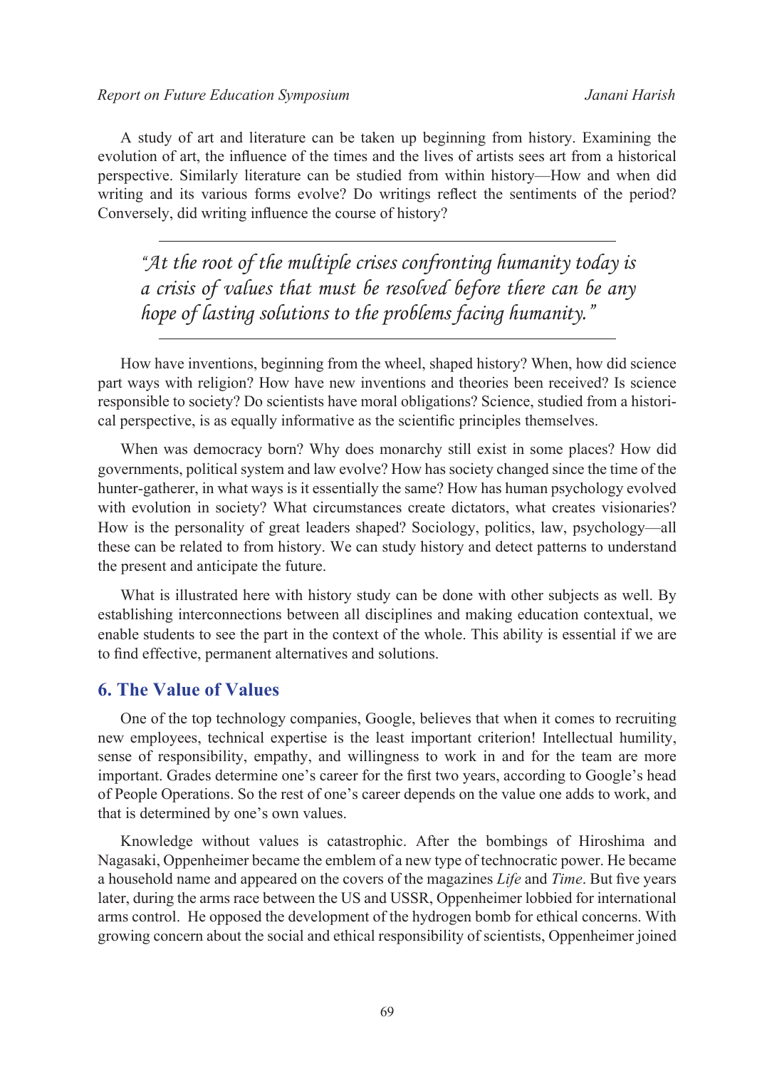A study of art and literature can be taken up beginning from history. Examining the evolution of art, the influence of the times and the lives of artists sees art from a historical perspective. Similarly literature can be studied from within history—How and when did writing and its various forms evolve? Do writings reflect the sentiments of the period? Conversely, did writing influence the course of history?

> *"At the root of the multiple crises confronting humanity today is a crisis of values that must be resolved before there can be any hope of lasting solutions to the problems facing humanity."*

How have inventions, beginning from the wheel, shaped history? When, how did science part ways with religion? How have new inventions and theories been received? Is science responsible to society? Do scientists have moral obligations? Science, studied from a historical perspective, is as equally informative as the scientific principles themselves.

When was democracy born? Why does monarchy still exist in some places? How did governments, political system and law evolve? How has society changed since the time of the hunter-gatherer, in what ways is it essentially the same? How has human psychology evolved with evolution in society? What circumstances create dictators, what creates visionaries? How is the personality of great leaders shaped? Sociology, politics, law, psychology—all these can be related to from history. We can study history and detect patterns to understand the present and anticipate the future.

What is illustrated here with history study can be done with other subjects as well. By establishing interconnections between all disciplines and making education contextual, we enable students to see the part in the context of the whole. This ability is essential if we are to find effective, permanent alternatives and solutions.

## 6. The Value of Values

One of the top technology companies, Google, believes that when it comes to recruiting new employees, technical expertise is the least important criterion! Intellectual humility, sense of responsibility, empathy, and willingness to work in and for the team are more important. Grades determine one's career for the first two years, according to Google's head of People Operations. So the rest of one's career depends on the value one adds to work, and that is determined by one's own values.

Knowledge without values is catastrophic. After the bombings of Hiroshima and Nagasaki, Oppenheimer became the emblem of a new type of technocratic power. He became a household name and appeared on the covers of the magazines *Life* and *Time*. But five years later, during the arms race between the US and USSR, Oppenheimer lobbied for international arms control. He opposed the development of the hydrogen bomb for ethical concerns. With growing concern about the social and ethical responsibility of scientists, Oppenheimer joined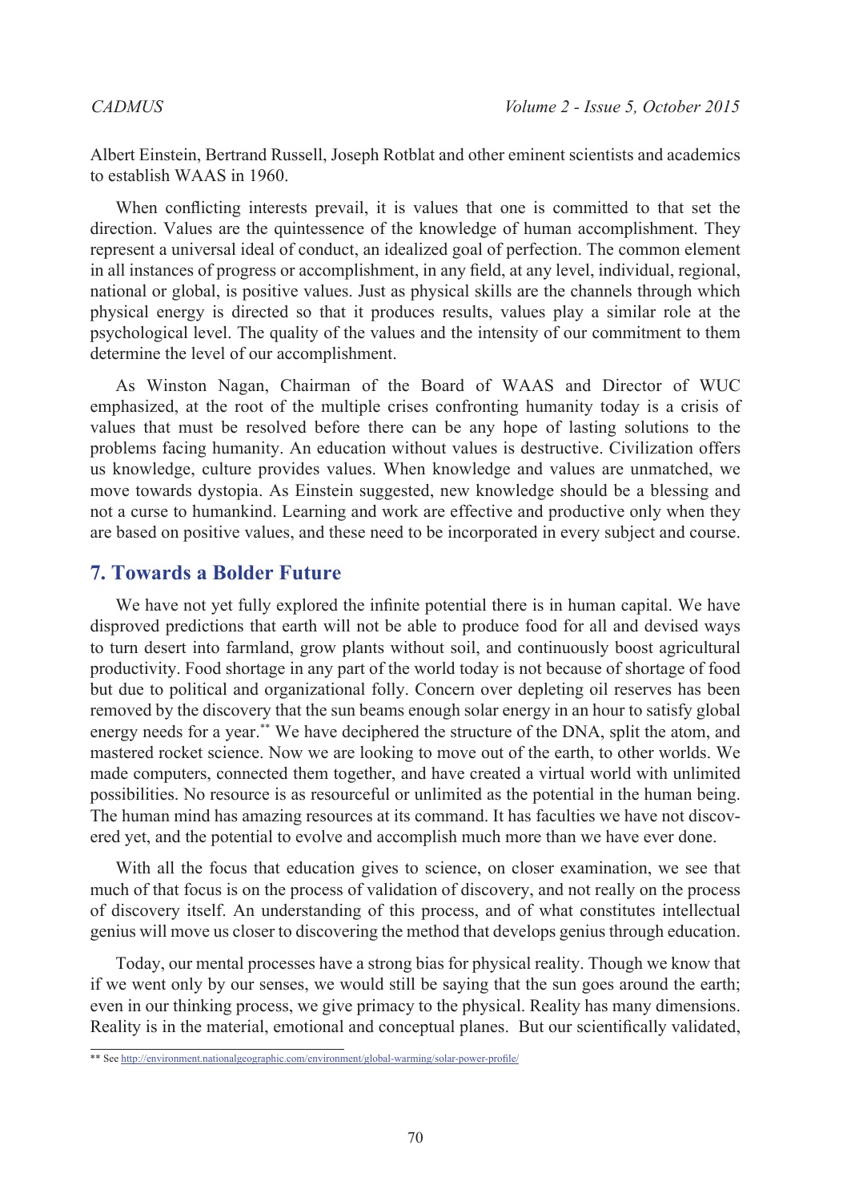Albert Einstein, Bertrand Russell, Joseph Rotblat and other eminent scientists and academics to establish WAAS in 1960.

When conflicting interests prevail, it is values that one is committed to that set the direction. Values are the quintessence of the knowledge of human accomplishment. They represent a universal ideal of conduct, an idealized goal of perfection. The common element in all instances of progress or accomplishment, in any field, at any level, individual, regional, national or global, is positive values. Just as physical skills are the channels through which physical energy is directed so that it produces results, values play a similar role at the psychological level. The quality of the values and the intensity of our commitment to them determine the level of our accomplishment.

As Winston Nagan, Chairman of the Board of WAAS and Director of WUC emphasized, at the root of the multiple crises confronting humanity today is a crisis of values that must be resolved before there can be any hope of lasting solutions to the problems facing humanity. An education without values is destructive. Civilization offers us knowledge, culture provides values. When knowledge and values are unmatched, we move towards dystopia. As Einstein suggested, new knowledge should be a blessing and not a curse to humankind. Learning and work are effective and productive only when they are based on positive values, and these need to be incorporated in every subject and course.

## 7. Towards a Bolder Future

We have not yet fully explored the infinite potential there is in human capital. We have disproved predictions that earth will not be able to produce food for all and devised ways to turn desert into farmland, grow plants without soil, and continuously boost agricultural productivity. Food shortage in any part of the world today is not because of shortage of food but due to political and organizational folly. Concern over depleting oil reserves has been removed by the discovery that the sun beams enough solar energy in an hour to satisfy global energy needs for a year.[**] We have deciphered the structure of the DNA, split the atom, and mastered rocket science. Now we are looking to move out of the earth, to other worlds. We made computers, connected them together, and have created a virtual world with unlimited possibilities. No resource is as resourceful or unlimited as the potential in the human being. The human mind has amazing resources at its command. It has faculties we have not discovered yet, and the potential to evolve and accomplish much more than we have ever done.

With all the focus that education gives to science, on closer examination, we see that much of that focus is on the process of validation of discovery, and not really on the process of discovery itself. An understanding of this process, and of what constitutes intellectual genius will move us closer to discovering the method that develops genius through education.

Today, our mental processes have a strong bias for physical reality. Though we know that if we went only by our senses, we would still be saying that the sun goes around the earth; even in our thinking process, we give primacy to the physical. Reality has many dimensions. Reality is in the material, emotional and conceptual planes. But our scientifically validated,

** See http://environment.nationalgeographic.com/environment/global-warming/solar-power-profile/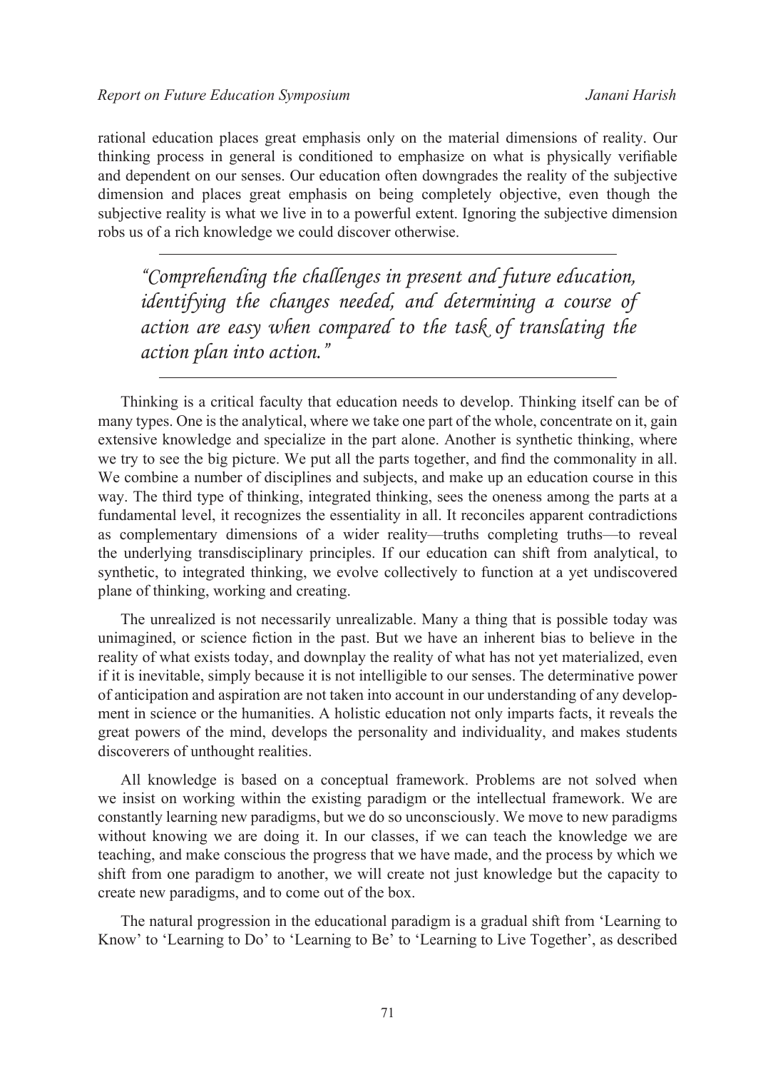rational education places great emphasis only on the material dimensions of reality. Our thinking process in general is conditioned to emphasize on what is physically verifiable and dependent on our senses. Our education often downgrades the reality of the subjective dimension and places great emphasis on being completely objective, even though the subjective reality is what we live in to a powerful extent. Ignoring the subjective dimension robs us of a rich knowledge we could discover otherwise.

---

> *"Comprehending the challenges in present and future education, identifying the changes needed, and determining a course of action are easy when compared to the task of translating the action plan into action."*

---

Thinking is a critical faculty that education needs to develop. Thinking itself can be of many types. One is the analytical, where we take one part of the whole, concentrate on it, gain extensive knowledge and specialize in the part alone. Another is synthetic thinking, where we try to see the big picture. We put all the parts together, and find the commonality in all. We combine a number of disciplines and subjects, and make up an education course in this way. The third type of thinking, integrated thinking, sees the oneness among the parts at a fundamental level, it recognizes the essentiality in all. It reconciles apparent contradictions as complementary dimensions of a wider reality—truths completing truths—to reveal the underlying transdisciplinary principles. If our education can shift from analytical, to synthetic, to integrated thinking, we evolve collectively to function at a yet undiscovered plane of thinking, working and creating.

The unrealized is not necessarily unrealizable. Many a thing that is possible today was unimagined, or science fiction in the past. But we have an inherent bias to believe in the reality of what exists today, and downplay the reality of what has not yet materialized, even if it is inevitable, simply because it is not intelligible to our senses. The determinative power of anticipation and aspiration are not taken into account in our understanding of any development in science or the humanities. A holistic education not only imparts facts, it reveals the great powers of the mind, develops the personality and individuality, and makes students discoverers of unthought realities.

All knowledge is based on a conceptual framework. Problems are not solved when we insist on working within the existing paradigm or the intellectual framework. We are constantly learning new paradigms, but we do so unconsciously. We move to new paradigms without knowing we are doing it. In our classes, if we can teach the knowledge we are teaching, and make conscious the progress that we have made, and the process by which we shift from one paradigm to another, we will create not just knowledge but the capacity to create new paradigms, and to come out of the box.

The natural progression in the educational paradigm is a gradual shift from 'Learning to Know' to 'Learning to Do' to 'Learning to Be' to 'Learning to Live Together', as described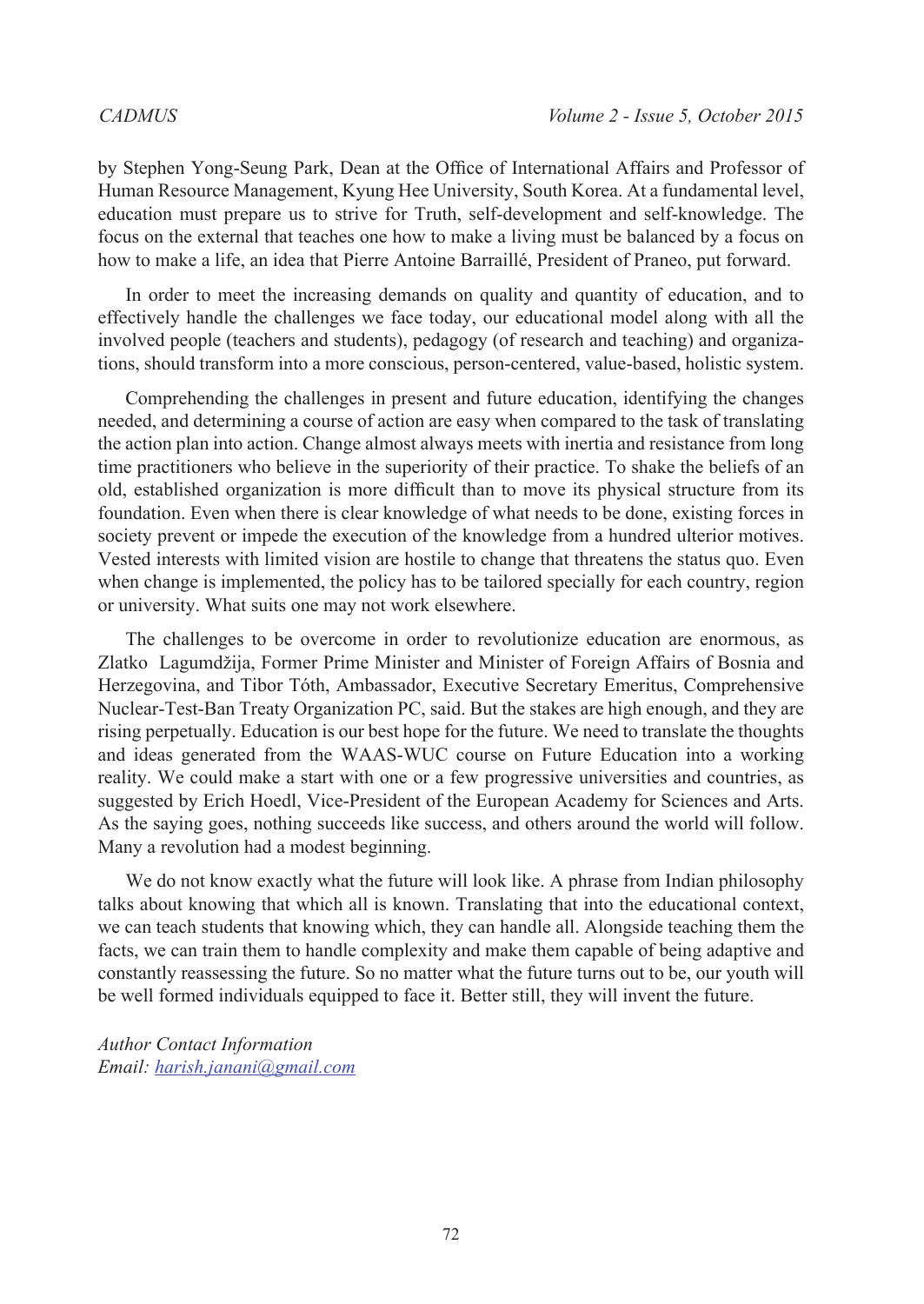by Stephen Yong-Seung Park, Dean at the Office of International Affairs and Professor of Human Resource Management, Kyung Hee University, South Korea. At a fundamental level, education must prepare us to strive for Truth, self-development and self-knowledge. The focus on the external that teaches one how to make a living must be balanced by a focus on how to make a life, an idea that Pierre Antoine Barraillé, President of Praneo, put forward.

In order to meet the increasing demands on quality and quantity of education, and to effectively handle the challenges we face today, our educational model along with all the involved people (teachers and students), pedagogy (of research and teaching) and organizations, should transform into a more conscious, person-centered, value-based, holistic system.

Comprehending the challenges in present and future education, identifying the changes needed, and determining a course of action are easy when compared to the task of translating the action plan into action. Change almost always meets with inertia and resistance from long time practitioners who believe in the superiority of their practice. To shake the beliefs of an old, established organization is more difficult than to move its physical structure from its foundation. Even when there is clear knowledge of what needs to be done, existing forces in society prevent or impede the execution of the knowledge from a hundred ulterior motives. Vested interests with limited vision are hostile to change that threatens the status quo. Even when change is implemented, the policy has to be tailored specially for each country, region or university. What suits one may not work elsewhere.

The challenges to be overcome in order to revolutionize education are enormous, as Zlatko Lagumdžija, Former Prime Minister and Minister of Foreign Affairs of Bosnia and Herzegovina, and Tibor Tóth, Ambassador, Executive Secretary Emeritus, Comprehensive Nuclear-Test-Ban Treaty Organization PC, said. But the stakes are high enough, and they are rising perpetually. Education is our best hope for the future. We need to translate the thoughts and ideas generated from the WAAS-WUC course on Future Education into a working reality. We could make a start with one or a few progressive universities and countries, as suggested by Erich Hoedl, Vice-President of the European Academy for Sciences and Arts. As the saying goes, nothing succeeds like success, and others around the world will follow. Many a revolution had a modest beginning.

We do not know exactly what the future will look like. A phrase from Indian philosophy talks about knowing that which all is known. Translating that into the educational context, we can teach students that knowing which, they can handle all. Alongside teaching them the facts, we can train them to handle complexity and make them capable of being adaptive and constantly reassessing the future. So no matter what the future turns out to be, our youth will be well formed individuals equipped to face it. Better still, they will invent the future.

*Author Contact Information*
*Email: harish.janani@gmail.com*